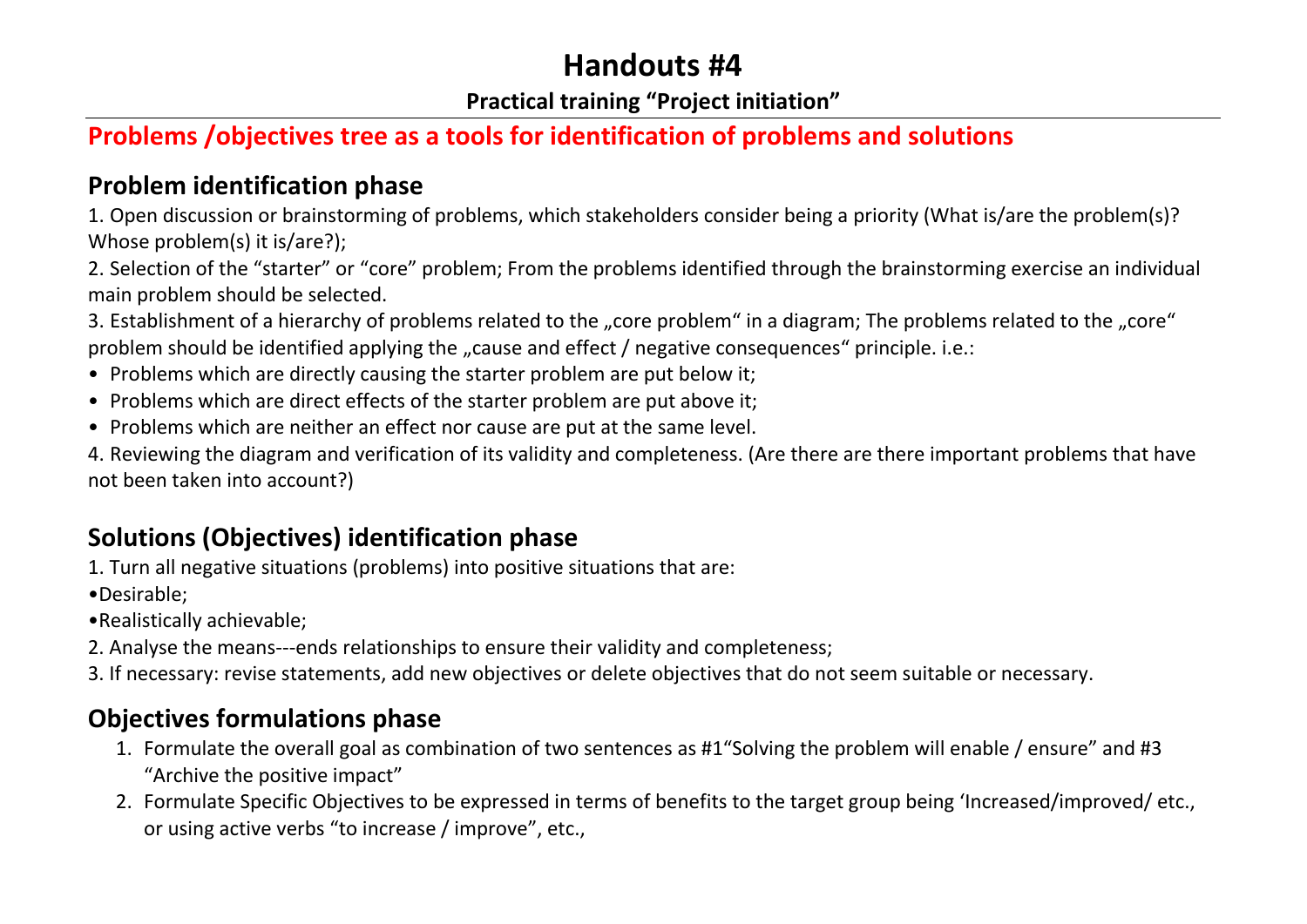# Handouts #4

**Practical training "Project initiation"**

## Problems /objectives tree as a tools for identification of problems and solutions

### Problem identification phase

1. Open discussion or brainstorming of problems, which stakeholders consider being a priority (What is/are the problem(s)? Whose problem(s) it is/are?);

2. Selection of the "starter" or "core" problem; From the problems identified through the brainstorming exercise an individual main problem should be selected.

3. Establishment of a hierarchy of problems related to the „core problem" in a diagram; The problems related to the „core" problem should be identified applying the „cause and effect / negative consequences" principle. i.e.:

- Problems which are directly causing the starter problem are put below it;
- Problems which are direct effects of the starter problem are put above it;
- Problems which are neither an effect nor cause are put at the same level.

4. Reviewing the diagram and verification of its validity and completeness. (Are there are there important problems that have not been taken into account?)

### Solutions (Objectives) identification phase

1. Turn all negative situations (problems) into positive situations that are:

•Desirable;

•Realistically achievable;

2. Analyse the means---ends relationships to ensure their validity and completeness;

3. If necessary: revise statements, add new objectives or delete objectives that do not seem suitable or necessary.

### Objectives formulations phase

1. Formulate the overall goal as combination of two sentences as #1"Solving the problem will enable / ensure" and #3 "Archive the positive impact"
2. Formulate Specific Objectives to be expressed in terms of benefits to the target group being 'Increased/improved/ etc., or using active verbs "to increase / improve", etc.,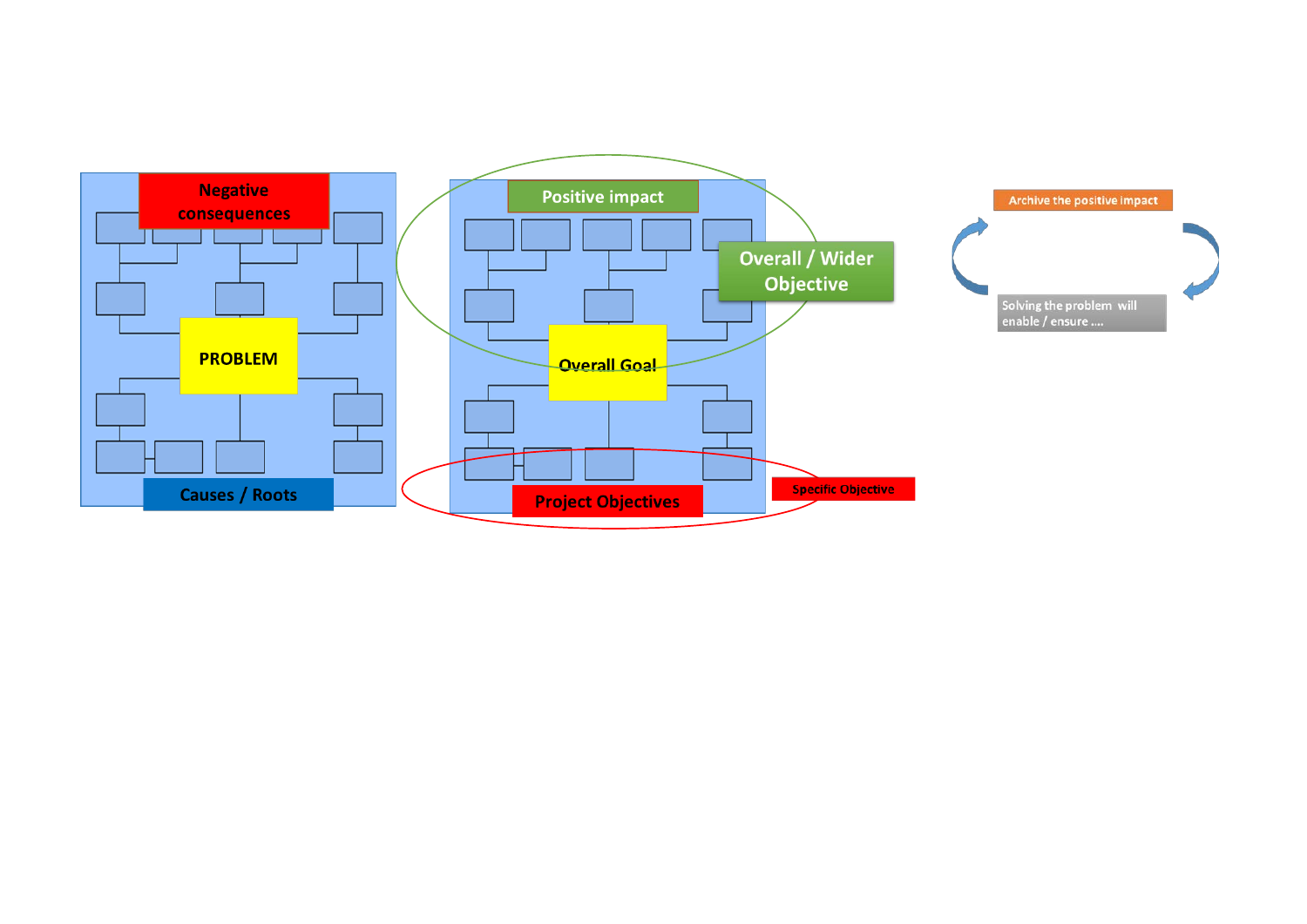Negative consequences

PROBLEM

Causes / Roots

Positive impact

Overall / Wider Objective

Overall Goal

Project Objectives

Specific Objective

Archive the positive impact

Solving the problem will enable / ensure ....